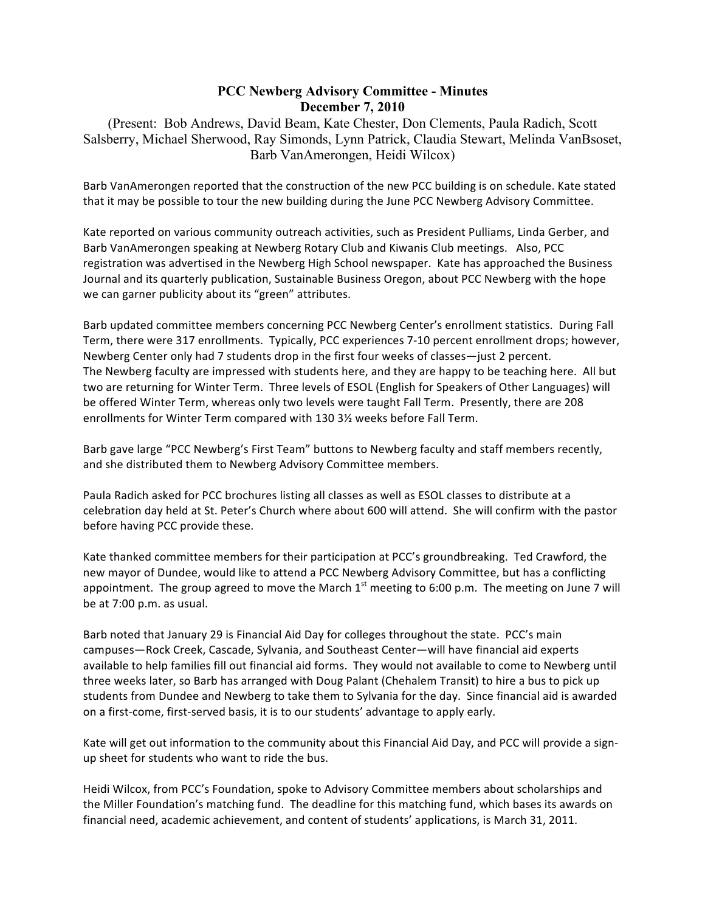# PCC Newberg Advisory Committee - Minutes
## December 7, 2010

(Present: Bob Andrews, David Beam, Kate Chester, Don Clements, Paula Radich, Scott Salsberry, Michael Sherwood, Ray Simonds, Lynn Patrick, Claudia Stewart, Melinda VanBsoset, Barb VanAmerongen, Heidi Wilcox)

Barb VanAmerongen reported that the construction of the new PCC building is on schedule. Kate stated that it may be possible to tour the new building during the June PCC Newberg Advisory Committee.

Kate reported on various community outreach activities, such as President Pulliams, Linda Gerber, and Barb VanAmerongen speaking at Newberg Rotary Club and Kiwanis Club meetings. Also, PCC registration was advertised in the Newberg High School newspaper. Kate has approached the Business Journal and its quarterly publication, Sustainable Business Oregon, about PCC Newberg with the hope we can garner publicity about its "green" attributes.

Barb updated committee members concerning PCC Newberg Center's enrollment statistics. During Fall Term, there were 317 enrollments. Typically, PCC experiences 7-10 percent enrollment drops; however, Newberg Center only had 7 students drop in the first four weeks of classes—just 2 percent.
The Newberg faculty are impressed with students here, and they are happy to be teaching here. All but two are returning for Winter Term. Three levels of ESOL (English for Speakers of Other Languages) will be offered Winter Term, whereas only two levels were taught Fall Term. Presently, there are 208 enrollments for Winter Term compared with 130 3½ weeks before Fall Term.

Barb gave large "PCC Newberg's First Team" buttons to Newberg faculty and staff members recently, and she distributed them to Newberg Advisory Committee members.

Paula Radich asked for PCC brochures listing all classes as well as ESOL classes to distribute at a celebration day held at St. Peter's Church where about 600 will attend. She will confirm with the pastor before having PCC provide these.

Kate thanked committee members for their participation at PCC's groundbreaking. Ted Crawford, the new mayor of Dundee, would like to attend a PCC Newberg Advisory Committee, but has a conflicting appointment. The group agreed to move the March 1st meeting to 6:00 p.m. The meeting on June 7 will be at 7:00 p.m. as usual.

Barb noted that January 29 is Financial Aid Day for colleges throughout the state. PCC's main campuses—Rock Creek, Cascade, Sylvania, and Southeast Center—will have financial aid experts available to help families fill out financial aid forms. They would not available to come to Newberg until three weeks later, so Barb has arranged with Doug Palant (Chehalem Transit) to hire a bus to pick up students from Dundee and Newberg to take them to Sylvania for the day. Since financial aid is awarded on a first-come, first-served basis, it is to our students' advantage to apply early.

Kate will get out information to the community about this Financial Aid Day, and PCC will provide a sign-up sheet for students who want to ride the bus.

Heidi Wilcox, from PCC's Foundation, spoke to Advisory Committee members about scholarships and the Miller Foundation's matching fund. The deadline for this matching fund, which bases its awards on financial need, academic achievement, and content of students' applications, is March 31, 2011.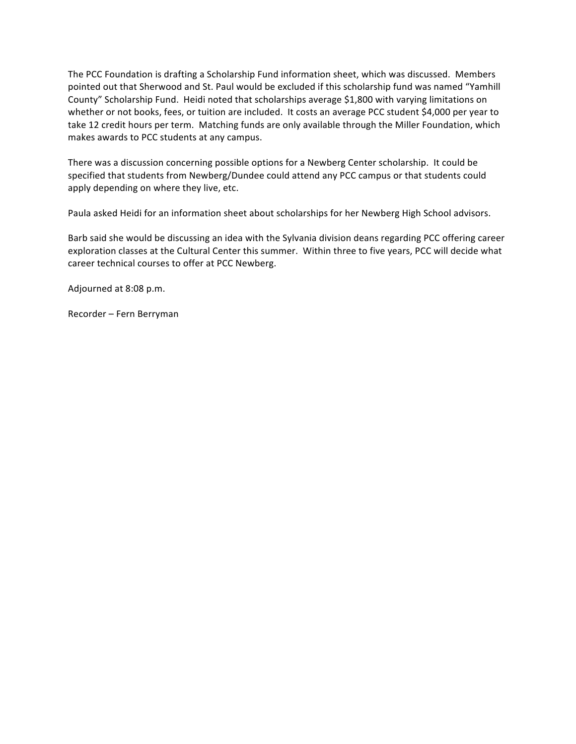The PCC Foundation is drafting a Scholarship Fund information sheet, which was discussed. Members pointed out that Sherwood and St. Paul would be excluded if this scholarship fund was named "Yamhill County" Scholarship Fund. Heidi noted that scholarships average $1,800 with varying limitations on whether or not books, fees, or tuition are included. It costs an average PCC student $4,000 per year to take 12 credit hours per term. Matching funds are only available through the Miller Foundation, which makes awards to PCC students at any campus.

There was a discussion concerning possible options for a Newberg Center scholarship. It could be specified that students from Newberg/Dundee could attend any PCC campus or that students could apply depending on where they live, etc.

Paula asked Heidi for an information sheet about scholarships for her Newberg High School advisors.

Barb said she would be discussing an idea with the Sylvania division deans regarding PCC offering career exploration classes at the Cultural Center this summer. Within three to five years, PCC will decide what career technical courses to offer at PCC Newberg.

Adjourned at 8:08 p.m.

Recorder – Fern Berryman